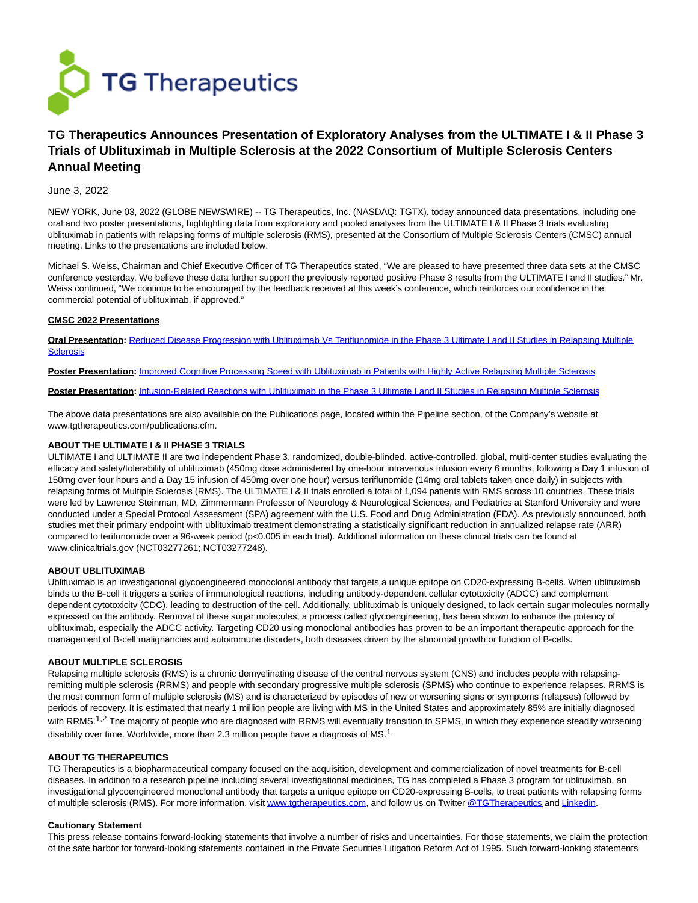TG Therapeutics

# TG Therapeutics Announces Presentation of Exploratory Analyses from the ULTIMATE I & II Phase 3 Trials of Ublituximab in Multiple Sclerosis at the 2022 Consortium of Multiple Sclerosis Centers Annual Meeting

June 3, 2022

NEW YORK, June 03, 2022 (GLOBE NEWSWIRE) -- TG Therapeutics, Inc. (NASDAQ: TGTX), today announced data presentations, including one oral and two poster presentations, highlighting data from exploratory and pooled analyses from the ULTIMATE I & II Phase 3 trials evaluating ublituximab in patients with relapsing forms of multiple sclerosis (RMS), presented at the Consortium of Multiple Sclerosis Centers (CMSC) annual meeting. Links to the presentations are included below.

Michael S. Weiss, Chairman and Chief Executive Officer of TG Therapeutics stated, "We are pleased to have presented three data sets at the CMSC conference yesterday. We believe these data further support the previously reported positive Phase 3 results from the ULTIMATE I and II studies." Mr. Weiss continued, "We continue to be encouraged by the feedback received at this week's conference, which reinforces our confidence in the commercial potential of ublituximab, if approved."

**CMSC 2022 Presentations**

**Oral Presentation:** Reduced Disease Progression with Ublituximab Vs Teriflunomide in the Phase 3 Ultimate I and II Studies in Relapsing Multiple Sclerosis

**Poster Presentation:** Improved Cognitive Processing Speed with Ublituximab in Patients with Highly Active Relapsing Multiple Sclerosis

**Poster Presentation:** Infusion-Related Reactions with Ublituximab in the Phase 3 Ultimate I and II Studies in Relapsing Multiple Sclerosis

The above data presentations are also available on the Publications page, located within the Pipeline section, of the Company's website at www.tgtherapeutics.com/publications.cfm.

**ABOUT THE ULTIMATE I & II PHASE 3 TRIALS**

ULTIMATE I and ULTIMATE II are two independent Phase 3, randomized, double-blinded, active-controlled, global, multi-center studies evaluating the efficacy and safety/tolerability of ublituximab (450mg dose administered by one-hour intravenous infusion every 6 months, following a Day 1 infusion of 150mg over four hours and a Day 15 infusion of 450mg over one hour) versus teriflunomide (14mg oral tablets taken once daily) in subjects with relapsing forms of Multiple Sclerosis (RMS). The ULTIMATE I & II trials enrolled a total of 1,094 patients with RMS across 10 countries. These trials were led by Lawrence Steinman, MD, Zimmermann Professor of Neurology & Neurological Sciences, and Pediatrics at Stanford University and were conducted under a Special Protocol Assessment (SPA) agreement with the U.S. Food and Drug Administration (FDA). As previously announced, both studies met their primary endpoint with ublituximab treatment demonstrating a statistically significant reduction in annualized relapse rate (ARR) compared to terifunomide over a 96-week period ($p<0.005$ in each trial). Additional information on these clinical trials can be found at www.clinicaltrials.gov (NCT03277261; NCT03277248).

**ABOUT UBLITUXIMAB**

Ublituximab is an investigational glycoengineered monoclonal antibody that targets a unique epitope on CD20-expressing B-cells. When ublituximab binds to the B-cell it triggers a series of immunological reactions, including antibody-dependent cellular cytotoxicity (ADCC) and complement dependent cytotoxicity (CDC), leading to destruction of the cell. Additionally, ublituximab is uniquely designed, to lack certain sugar molecules normally expressed on the antibody. Removal of these sugar molecules, a process called glycoengineering, has been shown to enhance the potency of ublituximab, especially the ADCC activity. Targeting CD20 using monoclonal antibodies has proven to be an important therapeutic approach for the management of B-cell malignancies and autoimmune disorders, both diseases driven by the abnormal growth or function of B-cells.

**ABOUT MULTIPLE SCLEROSIS**

Relapsing multiple sclerosis (RMS) is a chronic demyelinating disease of the central nervous system (CNS) and includes people with relapsing-remitting multiple sclerosis (RRMS) and people with secondary progressive multiple sclerosis (SPMS) who continue to experience relapses. RRMS is the most common form of multiple sclerosis (MS) and is characterized by episodes of new or worsening signs or symptoms (relapses) followed by periods of recovery. It is estimated that nearly 1 million people are living with MS in the United States and approximately 85% are initially diagnosed with RRMS.[1,2] The majority of people who are diagnosed with RRMS will eventually transition to SPMS, in which they experience steadily worsening disability over time. Worldwide, more than 2.3 million people have a diagnosis of MS.[1]

**ABOUT TG THERAPEUTICS**

TG Therapeutics is a biopharmaceutical company focused on the acquisition, development and commercialization of novel treatments for B-cell diseases. In addition to a research pipeline including several investigational medicines, TG has completed a Phase 3 program for ublituximab, an investigational glycoengineered monoclonal antibody that targets a unique epitope on CD20-expressing B-cells, to treat patients with relapsing forms of multiple sclerosis (RMS). For more information, visit www.tgtherapeutics.com, and follow us on Twitter @TGTherapeutics and Linkedin.

**Cautionary Statement**

This press release contains forward-looking statements that involve a number of risks and uncertainties. For those statements, we claim the protection of the safe harbor for forward-looking statements contained in the Private Securities Litigation Reform Act of 1995. Such forward-looking statements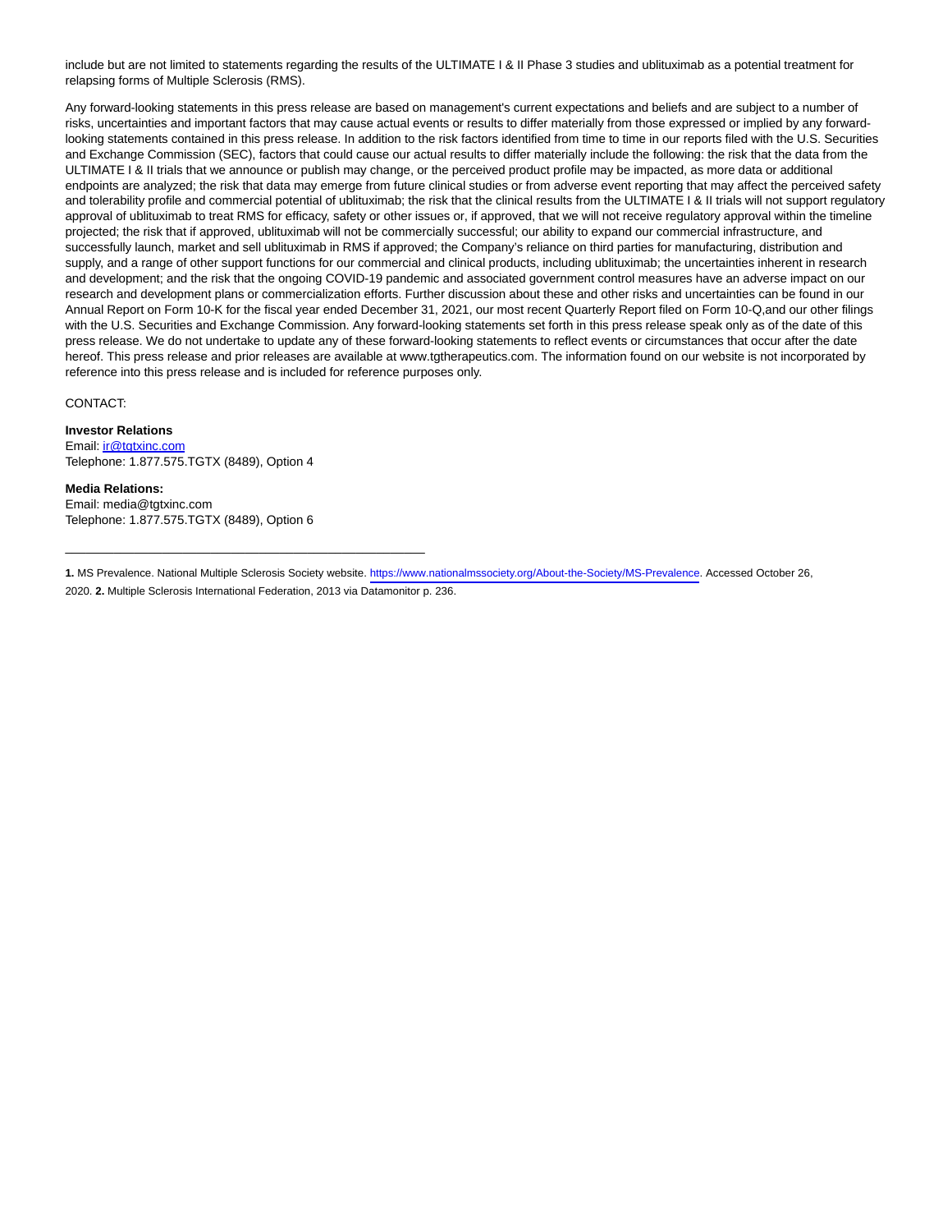include but are not limited to statements regarding the results of the ULTIMATE I & II Phase 3 studies and ublituximab as a potential treatment for relapsing forms of Multiple Sclerosis (RMS).

Any forward-looking statements in this press release are based on management's current expectations and beliefs and are subject to a number of risks, uncertainties and important factors that may cause actual events or results to differ materially from those expressed or implied by any forward-looking statements contained in this press release. In addition to the risk factors identified from time to time in our reports filed with the U.S. Securities and Exchange Commission (SEC), factors that could cause our actual results to differ materially include the following: the risk that the data from the ULTIMATE I & II trials that we announce or publish may change, or the perceived product profile may be impacted, as more data or additional endpoints are analyzed; the risk that data may emerge from future clinical studies or from adverse event reporting that may affect the perceived safety and tolerability profile and commercial potential of ublituximab; the risk that the clinical results from the ULTIMATE I & II trials will not support regulatory approval of ublituximab to treat RMS for efficacy, safety or other issues or, if approved, that we will not receive regulatory approval within the timeline projected; the risk that if approved, ublituximab will not be commercially successful; our ability to expand our commercial infrastructure, and successfully launch, market and sell ublituximab in RMS if approved; the Company's reliance on third parties for manufacturing, distribution and supply, and a range of other support functions for our commercial and clinical products, including ublituximab; the uncertainties inherent in research and development; and the risk that the ongoing COVID-19 pandemic and associated government control measures have an adverse impact on our research and development plans or commercialization efforts. Further discussion about these and other risks and uncertainties can be found in our Annual Report on Form 10-K for the fiscal year ended December 31, 2021, our most recent Quarterly Report filed on Form 10-Q,and our other filings with the U.S. Securities and Exchange Commission. Any forward-looking statements set forth in this press release speak only as of the date of this press release. We do not undertake to update any of these forward-looking statements to reflect events or circumstances that occur after the date hereof. This press release and prior releases are available at www.tgtherapeutics.com. The information found on our website is not incorporated by reference into this press release and is included for reference purposes only.

CONTACT:

**Investor Relations**
Email: ir@tgtxinc.com
Telephone: 1.877.575.TGTX (8489), Option 4

**Media Relations:**
Email: media@tgtxinc.com
Telephone: 1.877.575.TGTX (8489), Option 6

---

**1.** MS Prevalence. National Multiple Sclerosis Society website. https://www.nationalmssociety.org/About-the-Society/MS-Prevalence. Accessed October 26, 2020. **2.** Multiple Sclerosis International Federation, 2013 via Datamonitor p. 236.